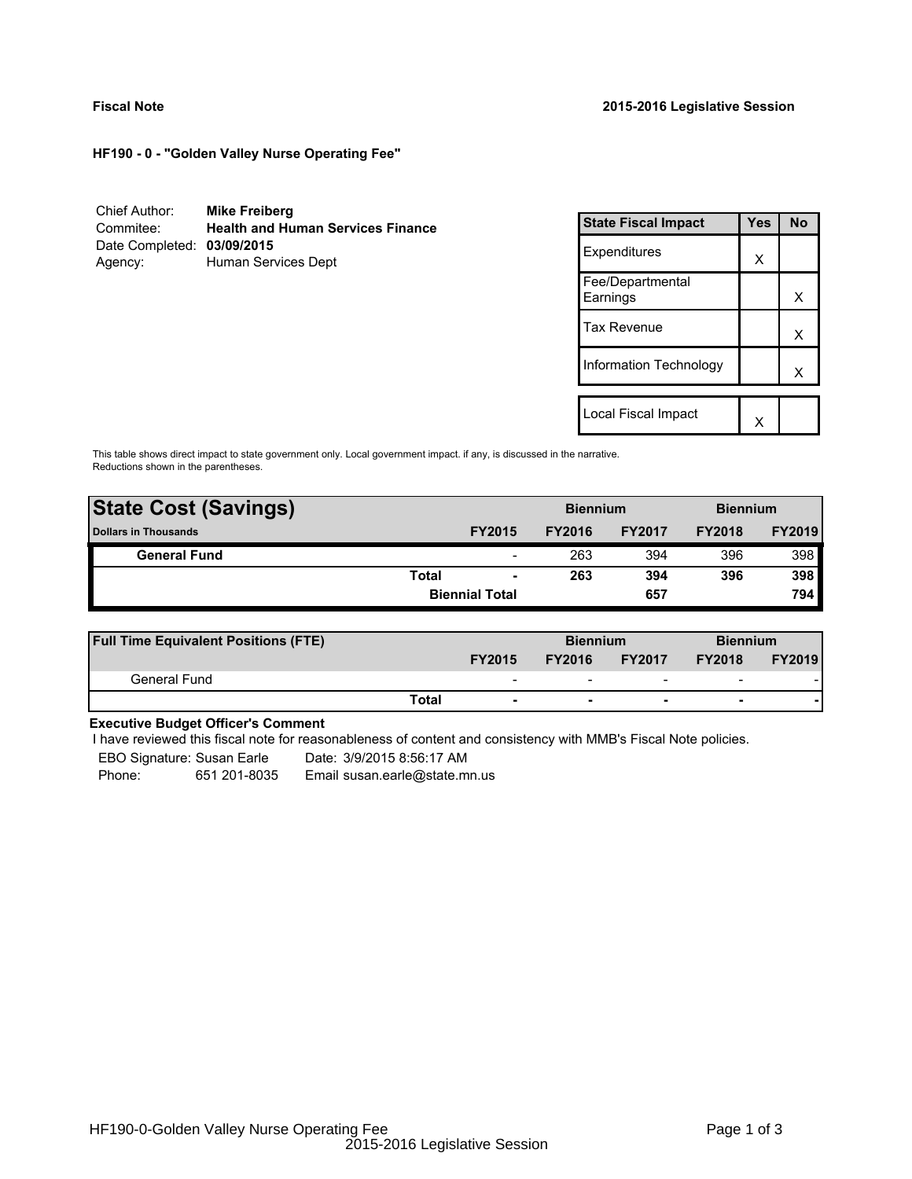**Fiscal Note** **2015-2016 Legislative Session**

**HF190 - 0 - "Golden Valley Nurse Operating Fee"**

Chief Author: **Mike Freiberg**
Commitee: **Health and Human Services Finance**
Date Completed: **03/09/2015**
Agency: Human Services Dept

| State Fiscal Impact | Yes | No |
|---|---|---|
| Expenditures | X | |
| Fee/Departmental Earnings | | X |
| Tax Revenue | | X |
| Information Technology | | X |
| Local Fiscal Impact | X | |

This table shows direct impact to state government only. Local government impact. if any, is discussed in the narrative.
Reductions shown in the parentheses.

| State Cost (Savings) | | | Biennium | | Biennium | |
|---|---|---|---|---|---|---|
| Dollars in Thousands | | FY2015 | FY2016 | FY2017 | FY2018 | FY2019 |
| General Fund | | - | 263 | 394 | 396 | 398 |
| | Total | - | 263 | 394 | 396 | 398 |
| | Biennial Total | | | 657 | | 794 |

| Full Time Equivalent Positions (FTE) | | | Biennium | | Biennium | |
|---|---|---|---|---|---|---|
| | | FY2015 | FY2016 | FY2017 | FY2018 | FY2019 |
| General Fund | | - | - | - | - | - |
| | Total | - | - | - | - | - |

**Executive Budget Officer's Comment**

I have reviewed this fiscal note for reasonableness of content and consistency with MMB's Fiscal Note policies.

EBO Signature: Susan Earle Date: 3/9/2015 8:56:17 AM
Phone: 651 201-8035 Email susan.earle@state.mn.us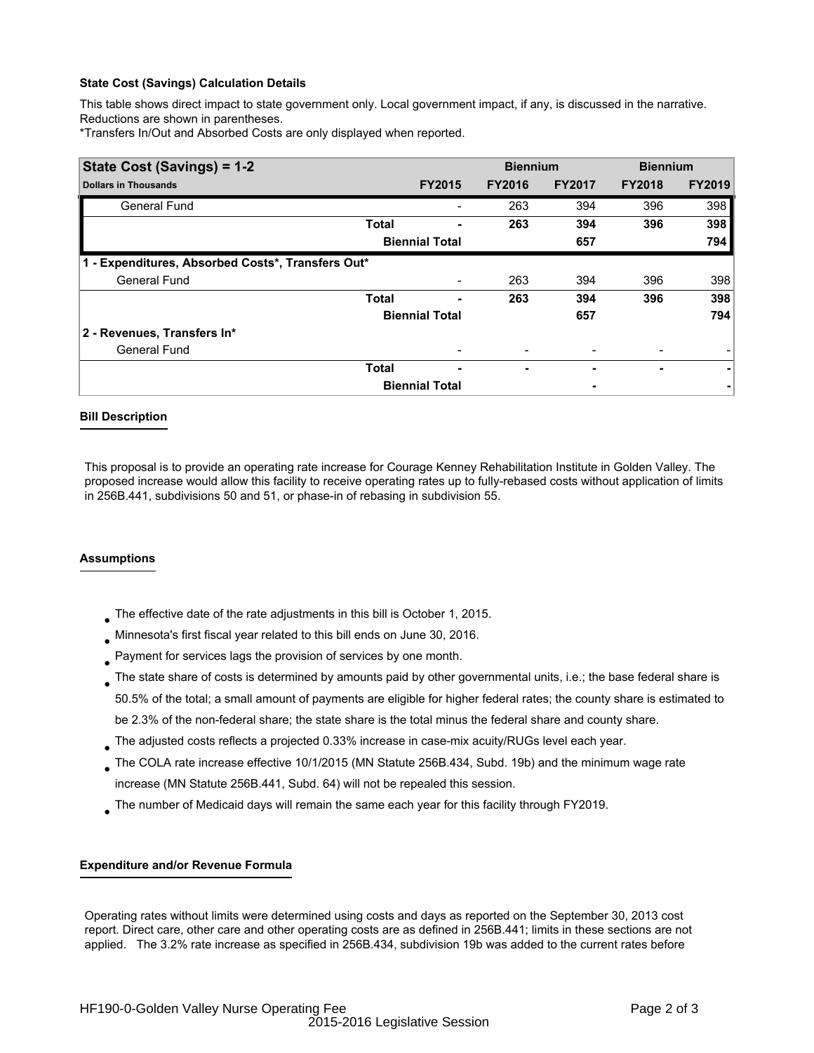**State Cost (Savings) Calculation Details**

This table shows direct impact to state government only. Local government impact, if any, is discussed in the narrative. Reductions are shown in parentheses.

*Transfers In/Out and Absorbed Costs are only displayed when reported.

| State Cost (Savings) = 1-2 | | | Biennium | | Biennium | |
|---|---|---|---|---|---|---|
| Dollars in Thousands | | FY2015 | FY2016 | FY2017 | FY2018 | FY2019 |
| General Fund | | - | 263 | 394 | 396 | 398 |
| | **Total** | **-** | **263** | **394** | **396** | **398** |
| | **Biennial Total** | | | **657** | | **794** |
| **1 - Expenditures, Absorbed Costs*, Transfers Out*** | | | | | | |
| General Fund | | - | 263 | 394 | 396 | 398 |
| | **Total** | **-** | **263** | **394** | **396** | **398** |
| | **Biennial Total** | | | **657** | | **794** |
| **2 - Revenues, Transfers In*** | | | | | | |
| General Fund | | - | - | - | - | - |
| | **Total** | **-** | **-** | **-** | **-** | **-** |
| | **Biennial Total** | | | **-** | | **-** |

**Bill Description**

This proposal is to provide an operating rate increase for Courage Kenney Rehabilitation Institute in Golden Valley. The proposed increase would allow this facility to receive operating rates up to fully-rebased costs without application of limits in 256B.441, subdivisions 50 and 51, or phase-in of rebasing in subdivision 55.

**Assumptions**

- The effective date of the rate adjustments in this bill is October 1, 2015.
- Minnesota's first fiscal year related to this bill ends on June 30, 2016.
- Payment for services lags the provision of services by one month.
- The state share of costs is determined by amounts paid by other governmental units, i.e.; the base federal share is 50.5% of the total; a small amount of payments are eligible for higher federal rates; the county share is estimated to be 2.3% of the non-federal share; the state share is the total minus the federal share and county share.
- The adjusted costs reflects a projected 0.33% increase in case-mix acuity/RUGs level each year.
- The COLA rate increase effective 10/1/2015 (MN Statute 256B.434, Subd. 19b) and the minimum wage rate increase (MN Statute 256B.441, Subd. 64) will not be repealed this session.
- The number of Medicaid days will remain the same each year for this facility through FY2019.

**Expenditure and/or Revenue Formula**

Operating rates without limits were determined using costs and days as reported on the September 30, 2013 cost report. Direct care, other care and other operating costs are as defined in 256B.441; limits in these sections are not applied. The 3.2% rate increase as specified in 256B.434, subdivision 19b was added to the current rates before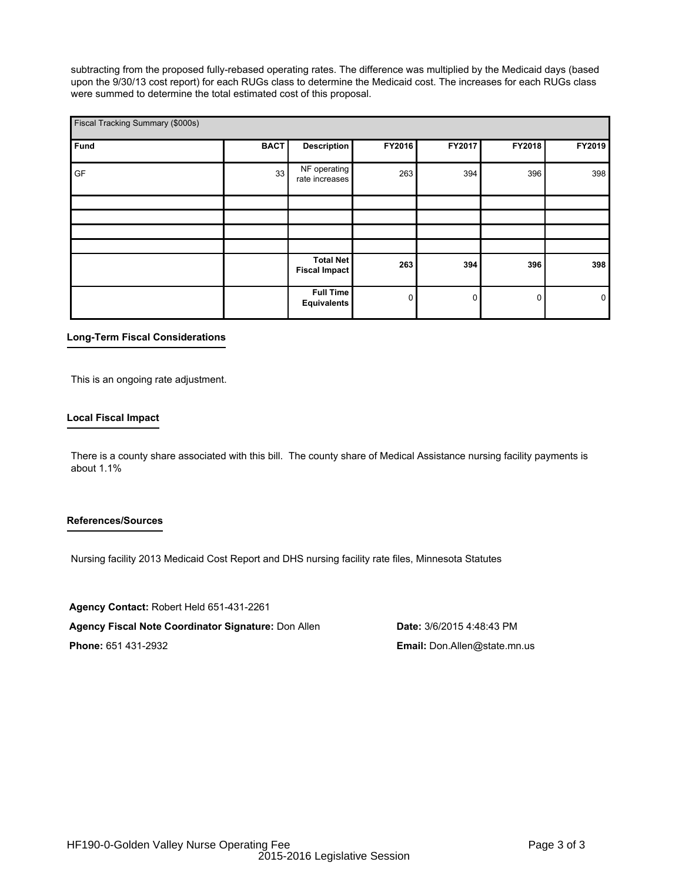subtracting from the proposed fully-rebased operating rates. The difference was multiplied by the Medicaid days (based upon the 9/30/13 cost report) for each RUGs class to determine the Medicaid cost. The increases for each RUGs class were summed to determine the total estimated cost of this proposal.

| Fiscal Tracking Summary ($000s) | | | | | | |
|---|---|---|---|---|---|---|
| **Fund** | **BACT** | **Description** | **FY2016** | **FY2017** | **FY2018** | **FY2019** |
| GF | 33 | NF operating rate increases | 263 | 394 | 396 | 398 |
| | | | | | | |
| | | | | | | |
| | | | | | | |
| | | | | | | |
| | | **Total Net Fiscal Impact** | **263** | **394** | **396** | **398** |
| | | **Full Time Equivalents** | 0 | 0 | 0 | 0 |

**Long-Term Fiscal Considerations**

This is an ongoing rate adjustment.

**Local Fiscal Impact**

There is a county share associated with this bill. The county share of Medical Assistance nursing facility payments is about 1.1%

**References/Sources**

Nursing facility 2013 Medicaid Cost Report and DHS nursing facility rate files, Minnesota Statutes

**Agency Contact:** Robert Held 651-431-2261

**Agency Fiscal Note Coordinator Signature:** Don Allen

**Date:** 3/6/2015 4:48:43 PM

**Phone:** 651 431-2932

**Email:** Don.Allen@state.mn.us